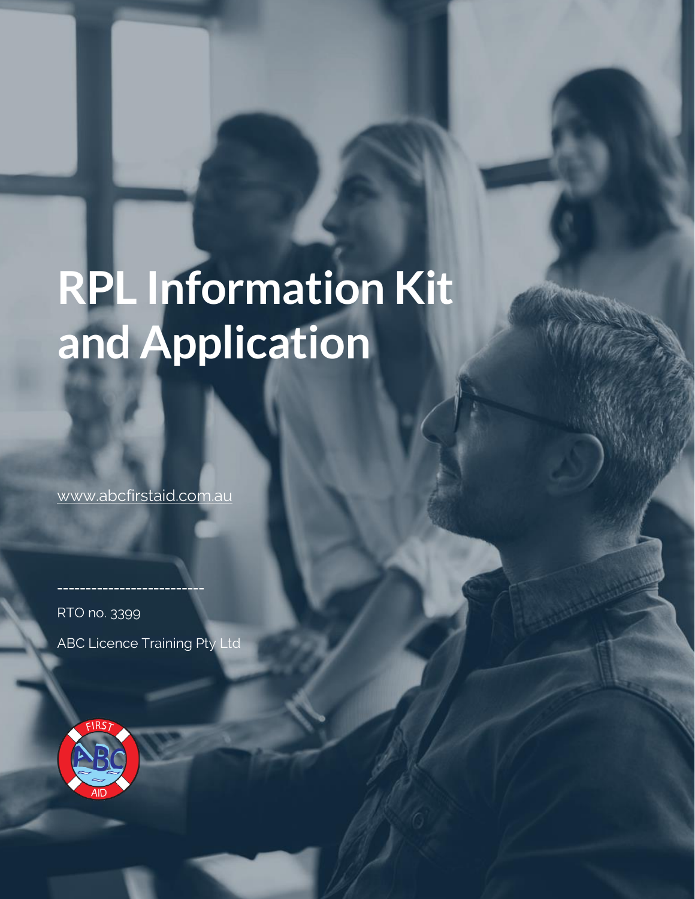# RPL Information Kit and Application

www.abcfirstaid.com.au

-------------------------

RTO no. 3399

ABC Licence Training Pty Ltd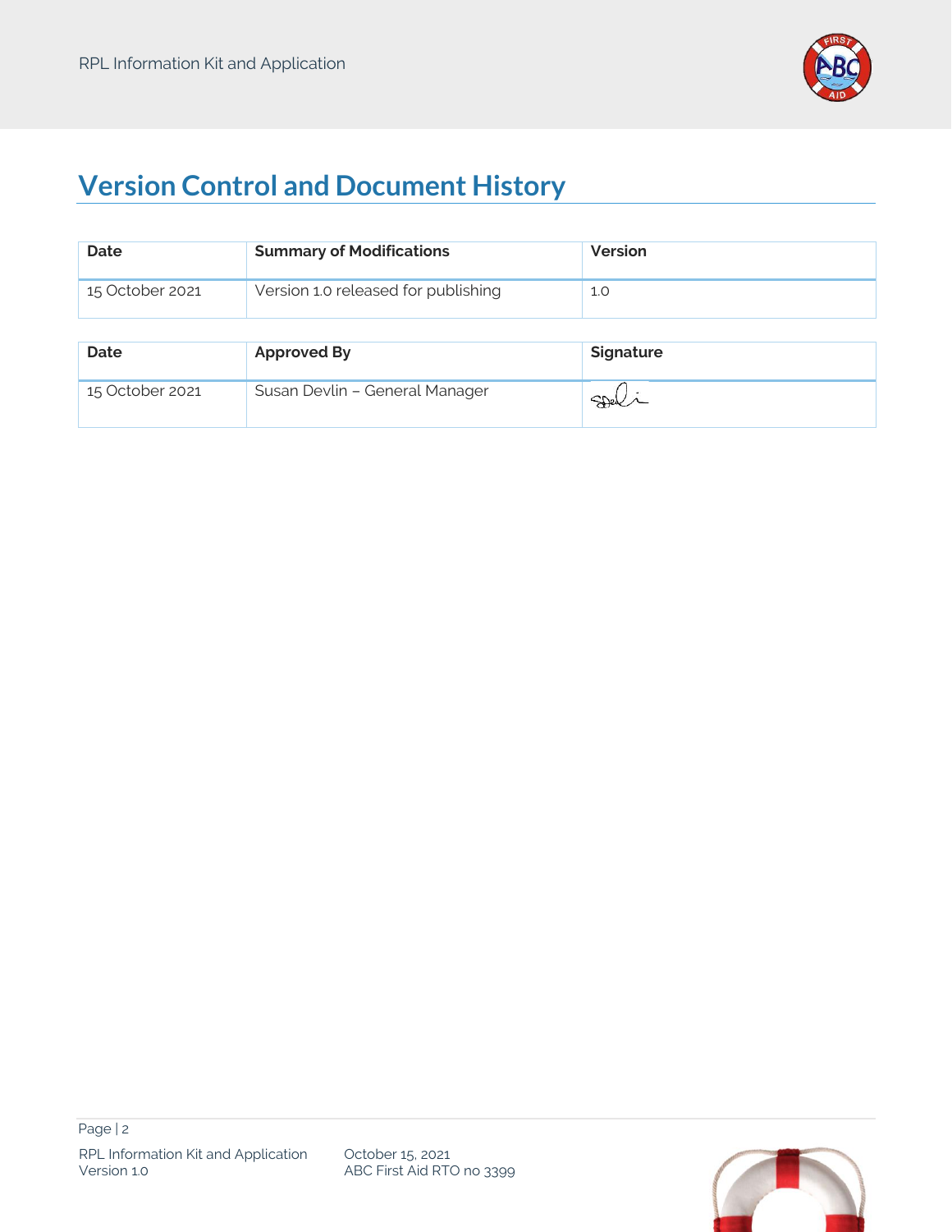# Version Control and Document History

| Date | Summary of Modifications | Version |
| --- | --- | --- |
| 15 October 2021 | Version 1.0 released for publishing | 1.0 |

| Date | Approved By | Signature |
| --- | --- | --- |
| 15 October 2021 | Susan Devlin – General Manager | |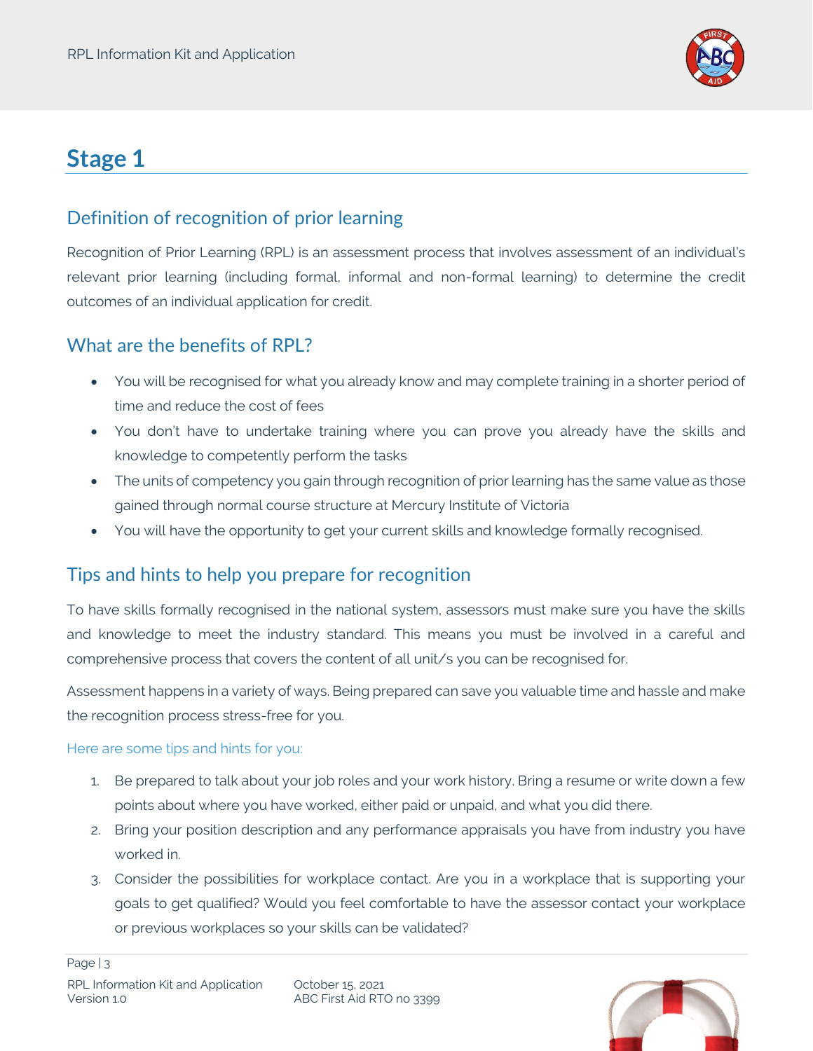# Stage 1

## Definition of recognition of prior learning

Recognition of Prior Learning (RPL) is an assessment process that involves assessment of an individual's relevant prior learning (including formal, informal and non-formal learning) to determine the credit outcomes of an individual application for credit.

## What are the benefits of RPL?

- You will be recognised for what you already know and may complete training in a shorter period of time and reduce the cost of fees
- You don't have to undertake training where you can prove you already have the skills and knowledge to competently perform the tasks
- The units of competency you gain through recognition of prior learning has the same value as those gained through normal course structure at Mercury Institute of Victoria
- You will have the opportunity to get your current skills and knowledge formally recognised.

## Tips and hints to help you prepare for recognition

To have skills formally recognised in the national system, assessors must make sure you have the skills and knowledge to meet the industry standard. This means you must be involved in a careful and comprehensive process that covers the content of all unit/s you can be recognised for.

Assessment happens in a variety of ways. Being prepared can save you valuable time and hassle and make the recognition process stress-free for you.

Here are some tips and hints for you:

1. Be prepared to talk about your job roles and your work history. Bring a resume or write down a few points about where you have worked, either paid or unpaid, and what you did there.
2. Bring your position description and any performance appraisals you have from industry you have worked in.
3. Consider the possibilities for workplace contact. Are you in a workplace that is supporting your goals to get qualified? Would you feel comfortable to have the assessor contact your workplace or previous workplaces so your skills can be validated?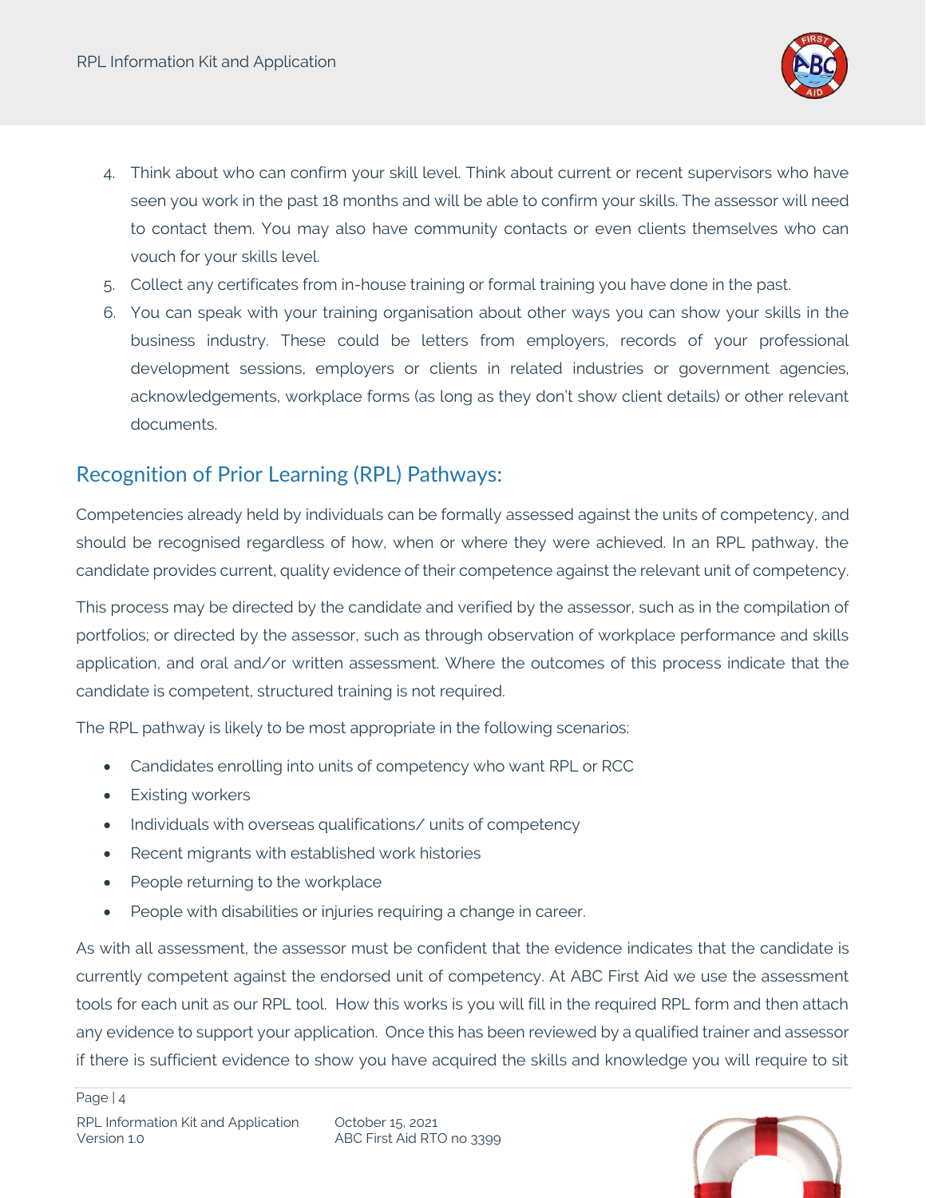4. Think about who can confirm your skill level. Think about current or recent supervisors who have seen you work in the past 18 months and will be able to confirm your skills. The assessor will need to contact them. You may also have community contacts or even clients themselves who can vouch for your skills level.
5. Collect any certificates from in-house training or formal training you have done in the past.
6. You can speak with your training organisation about other ways you can show your skills in the business industry. These could be letters from employers, records of your professional development sessions, employers or clients in related industries or government agencies, acknowledgements, workplace forms (as long as they don't show client details) or other relevant documents.

## Recognition of Prior Learning (RPL) Pathways:

Competencies already held by individuals can be formally assessed against the units of competency, and should be recognised regardless of how, when or where they were achieved. In an RPL pathway, the candidate provides current, quality evidence of their competence against the relevant unit of competency.

This process may be directed by the candidate and verified by the assessor, such as in the compilation of portfolios; or directed by the assessor, such as through observation of workplace performance and skills application, and oral and/or written assessment. Where the outcomes of this process indicate that the candidate is competent, structured training is not required.

The RPL pathway is likely to be most appropriate in the following scenarios:

- Candidates enrolling into units of competency who want RPL or RCC
- Existing workers
- Individuals with overseas qualifications/ units of competency
- Recent migrants with established work histories
- People returning to the workplace
- People with disabilities or injuries requiring a change in career.

As with all assessment, the assessor must be confident that the evidence indicates that the candidate is currently competent against the endorsed unit of competency. At ABC First Aid we use the assessment tools for each unit as our RPL tool. How this works is you will fill in the required RPL form and then attach any evidence to support your application. Once this has been reviewed by a qualified trainer and assessor if there is sufficient evidence to show you have acquired the skills and knowledge you will require to sit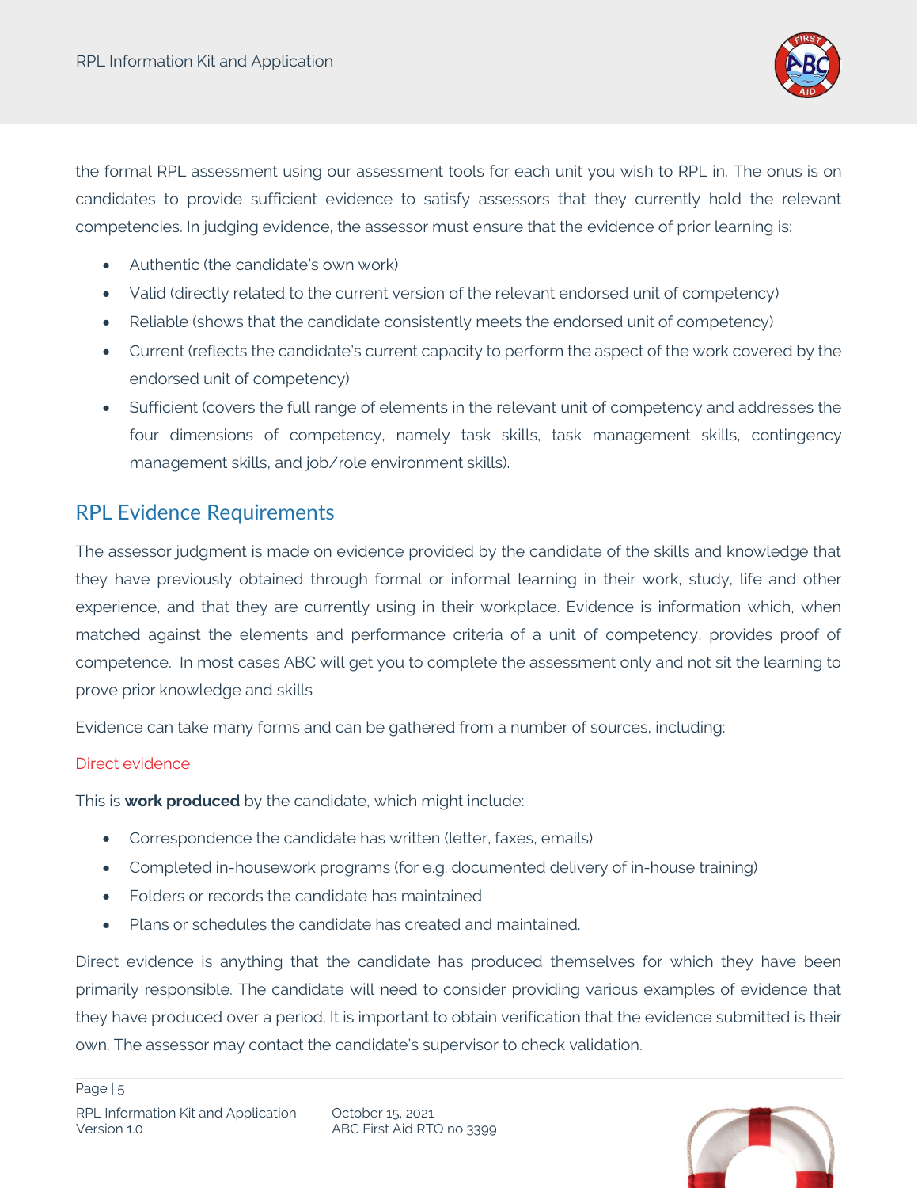the formal RPL assessment using our assessment tools for each unit you wish to RPL in. The onus is on candidates to provide sufficient evidence to satisfy assessors that they currently hold the relevant competencies. In judging evidence, the assessor must ensure that the evidence of prior learning is:

- Authentic (the candidate's own work)
- Valid (directly related to the current version of the relevant endorsed unit of competency)
- Reliable (shows that the candidate consistently meets the endorsed unit of competency)
- Current (reflects the candidate's current capacity to perform the aspect of the work covered by the endorsed unit of competency)
- Sufficient (covers the full range of elements in the relevant unit of competency and addresses the four dimensions of competency, namely task skills, task management skills, contingency management skills, and job/role environment skills).

## RPL Evidence Requirements

The assessor judgment is made on evidence provided by the candidate of the skills and knowledge that they have previously obtained through formal or informal learning in their work, study, life and other experience, and that they are currently using in their workplace. Evidence is information which, when matched against the elements and performance criteria of a unit of competency, provides proof of competence. In most cases ABC will get you to complete the assessment only and not sit the learning to prove prior knowledge and skills

Evidence can take many forms and can be gathered from a number of sources, including:

### Direct evidence

This is **work produced** by the candidate, which might include:

- Correspondence the candidate has written (letter, faxes, emails)
- Completed in-housework programs (for e.g. documented delivery of in-house training)
- Folders or records the candidate has maintained
- Plans or schedules the candidate has created and maintained.

Direct evidence is anything that the candidate has produced themselves for which they have been primarily responsible. The candidate will need to consider providing various examples of evidence that they have produced over a period. It is important to obtain verification that the evidence submitted is their own. The assessor may contact the candidate's supervisor to check validation.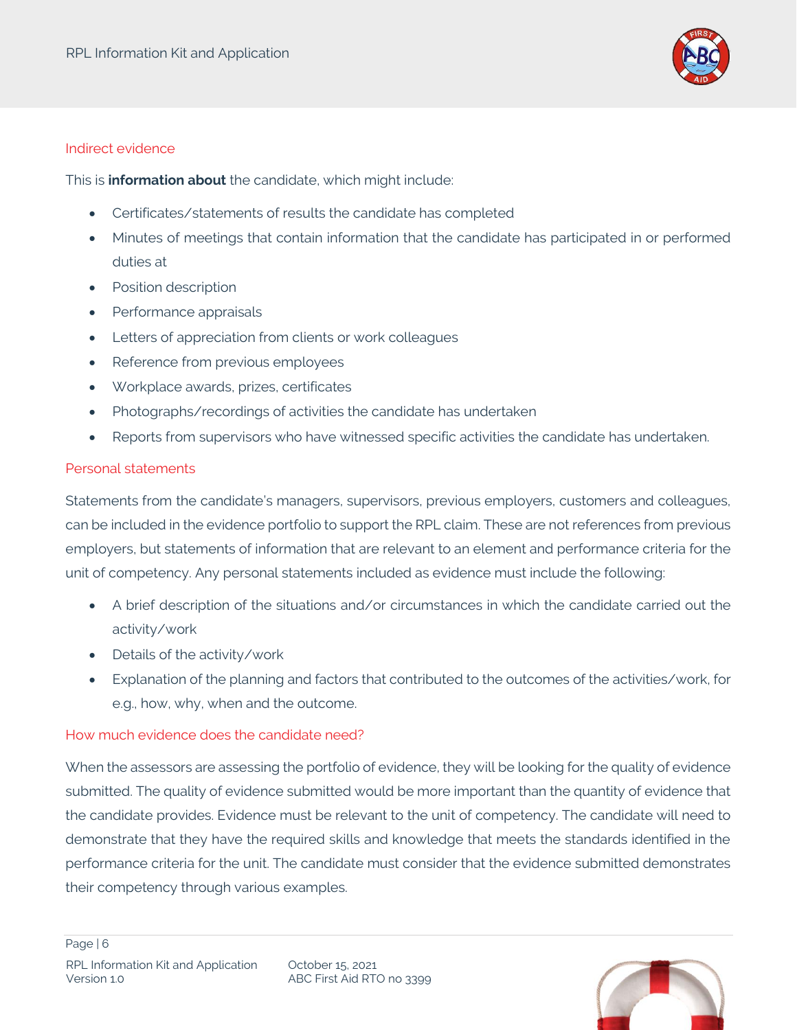## Indirect evidence

This is **information about** the candidate, which might include:

- Certificates/statements of results the candidate has completed
- Minutes of meetings that contain information that the candidate has participated in or performed duties at
- Position description
- Performance appraisals
- Letters of appreciation from clients or work colleagues
- Reference from previous employees
- Workplace awards, prizes, certificates
- Photographs/recordings of activities the candidate has undertaken
- Reports from supervisors who have witnessed specific activities the candidate has undertaken.

## Personal statements

Statements from the candidate's managers, supervisors, previous employers, customers and colleagues, can be included in the evidence portfolio to support the RPL claim. These are not references from previous employers, but statements of information that are relevant to an element and performance criteria for the unit of competency. Any personal statements included as evidence must include the following:

- A brief description of the situations and/or circumstances in which the candidate carried out the activity/work
- Details of the activity/work
- Explanation of the planning and factors that contributed to the outcomes of the activities/work, for e.g., how, why, when and the outcome.

## How much evidence does the candidate need?

When the assessors are assessing the portfolio of evidence, they will be looking for the quality of evidence submitted. The quality of evidence submitted would be more important than the quantity of evidence that the candidate provides. Evidence must be relevant to the unit of competency. The candidate will need to demonstrate that they have the required skills and knowledge that meets the standards identified in the performance criteria for the unit. The candidate must consider that the evidence submitted demonstrates their competency through various examples.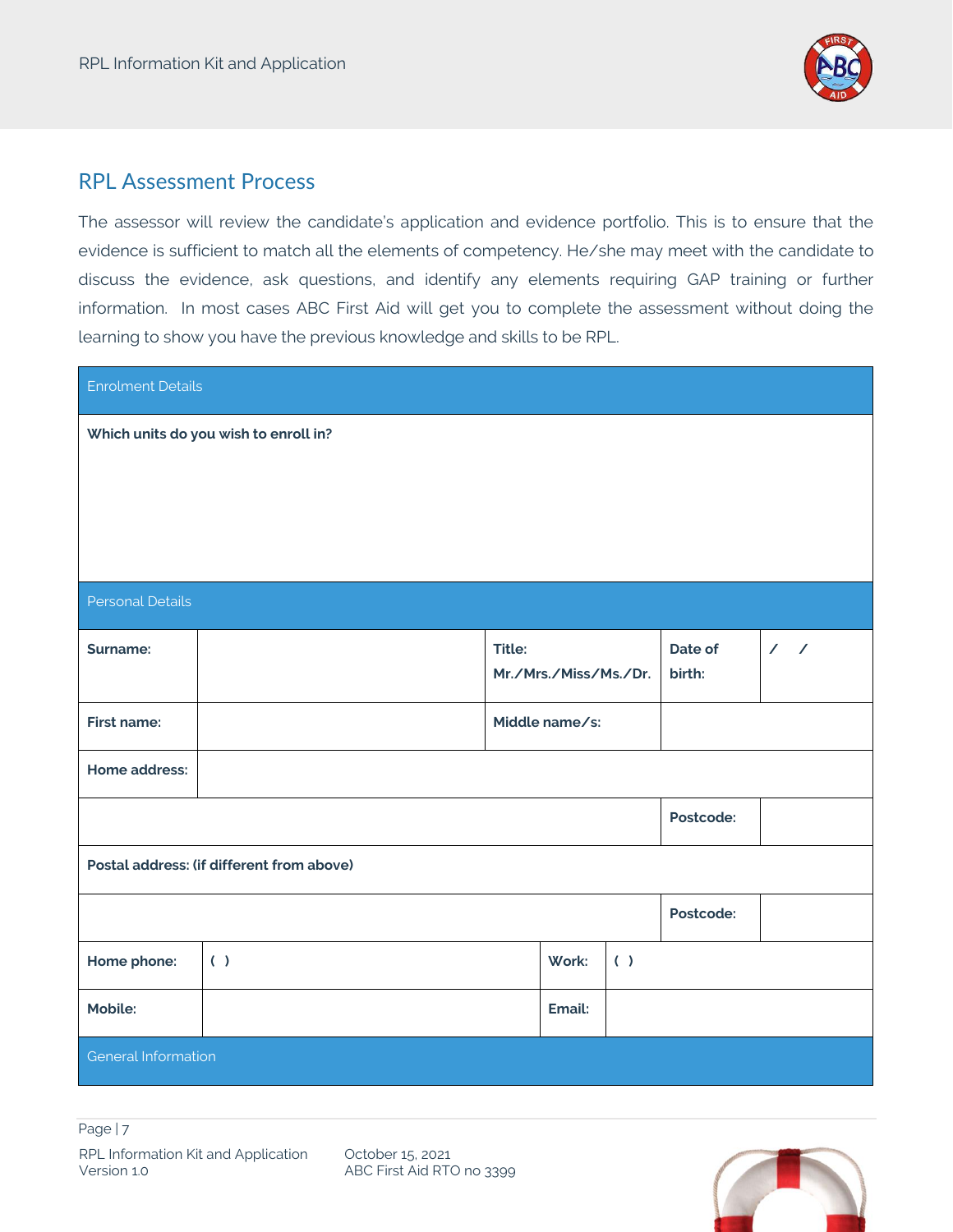## RPL Assessment Process

The assessor will review the candidate's application and evidence portfolio. This is to ensure that the evidence is sufficient to match all the elements of competency. He/she may meet with the candidate to discuss the evidence, ask questions, and identify any elements requiring GAP training or further information. In most cases ABC First Aid will get you to complete the assessment without doing the learning to show you have the previous knowledge and skills to be RPL.

| Enrolment Details | | | | | |
|---|---|---|---|---|---|
| **Which units do you wish to enroll in?** | | | | | |
| Personal Details | | | | | |
| **Surname:** | | **Title:** Mr./Mrs./Miss/Ms./Dr. | | **Date of birth:** | / / |
| **First name:** | | **Middle name/s:** | | | |
| **Home address:** | | | | | |
| | | | | **Postcode:** | |
| **Postal address: (if different from above)** | | | | | |
| | | | | **Postcode:** | |
| **Home phone:** | ( ) | **Work:** | ( ) | | |
| **Mobile:** | | **Email:** | | | |
| General Information | | | | | |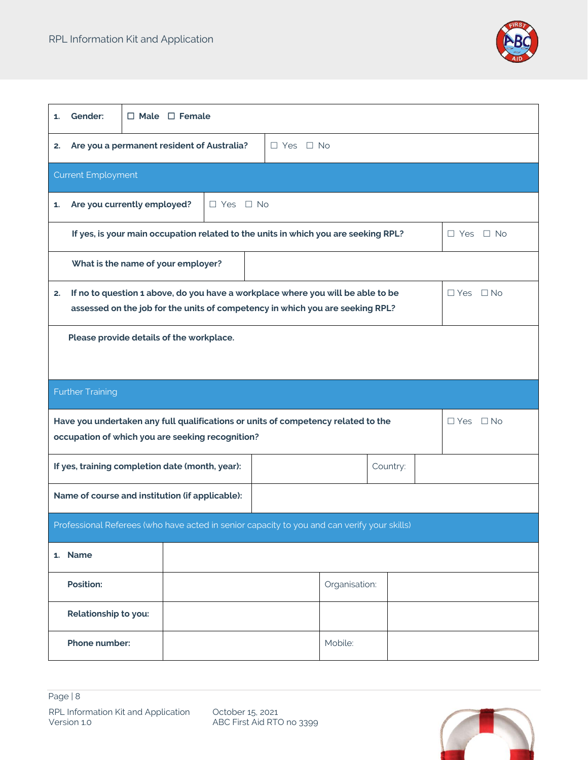| | | | |
|---|---|---|---|
| 1. **Gender:** | ☐ **Male** ☐ **Female** | | |
| 2. **Are you a permanent resident of Australia?** | ☐ Yes ☐ No | | |

| Current Employment | |
|---|---|
| 1. **Are you currently employed?** | ☐ Yes ☐ No |
| **If yes, is your main occupation related to the units in which you are seeking RPL?** | ☐ Yes ☐ No |
| **What is the name of your employer?** | |
| 2. **If no to question 1 above, do you have a workplace where you will be able to be assessed on the job for the units of competency in which you are seeking RPL?** | ☐ Yes ☐ No |
| **Please provide details of the workplace.** | |

| Further Training | | | |
|---|---|---|---|
| **Have you undertaken any full qualifications or units of competency related to the occupation of which you are seeking recognition?** | ☐ Yes ☐ No | | |
| **If yes, training completion date (month, year):** | | Country: | |
| **Name of course and institution (if applicable):** | | | |

| Professional Referees (who have acted in senior capacity to you and can verify your skills) | | | |
|---|---|---|---|
| 1. **Name** | | | |
| **Position:** | | Organisation: | |
| **Relationship to you:** | | | |
| **Phone number:** | | Mobile: | |

RPL Information Kit and Application
Version 1.0

October 15, 2021
ABC First Aid RTO no 3399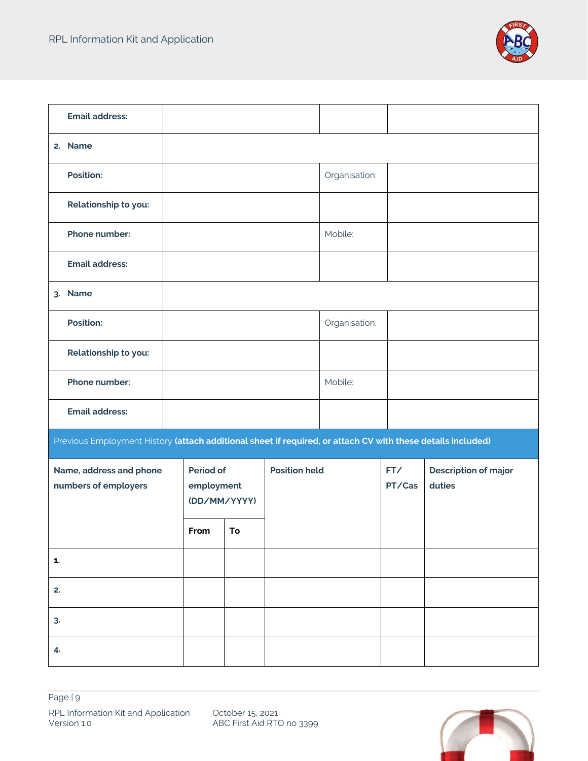| | | | |
|---|---|---|---|
| **Email address:** | | | |
| 2. **Name** | | | |
| **Position:** | | Organisation: | |
| **Relationship to you:** | | | |
| **Phone number:** | | Mobile: | |
| **Email address:** | | | |
| 3. **Name** | | | |
| **Position:** | | Organisation: | |
| **Relationship to you:** | | | |
| **Phone number:** | | Mobile: | |
| **Email address:** | | | |

Previous Employment History **(attach additional sheet if required, or attach CV with these details included)**

| **Name, address and phone numbers of employers** | **Period of employment (DD/MM/YYYY)** | | **Position held** | **FT/ PT/Cas** | **Description of major duties** |
|---|---|---|---|---|---|
| | **From** | **To** | | | |
| **1.** | | | | | |
| **2.** | | | | | |
| **3.** | | | | | |
| **4.** | | | | | |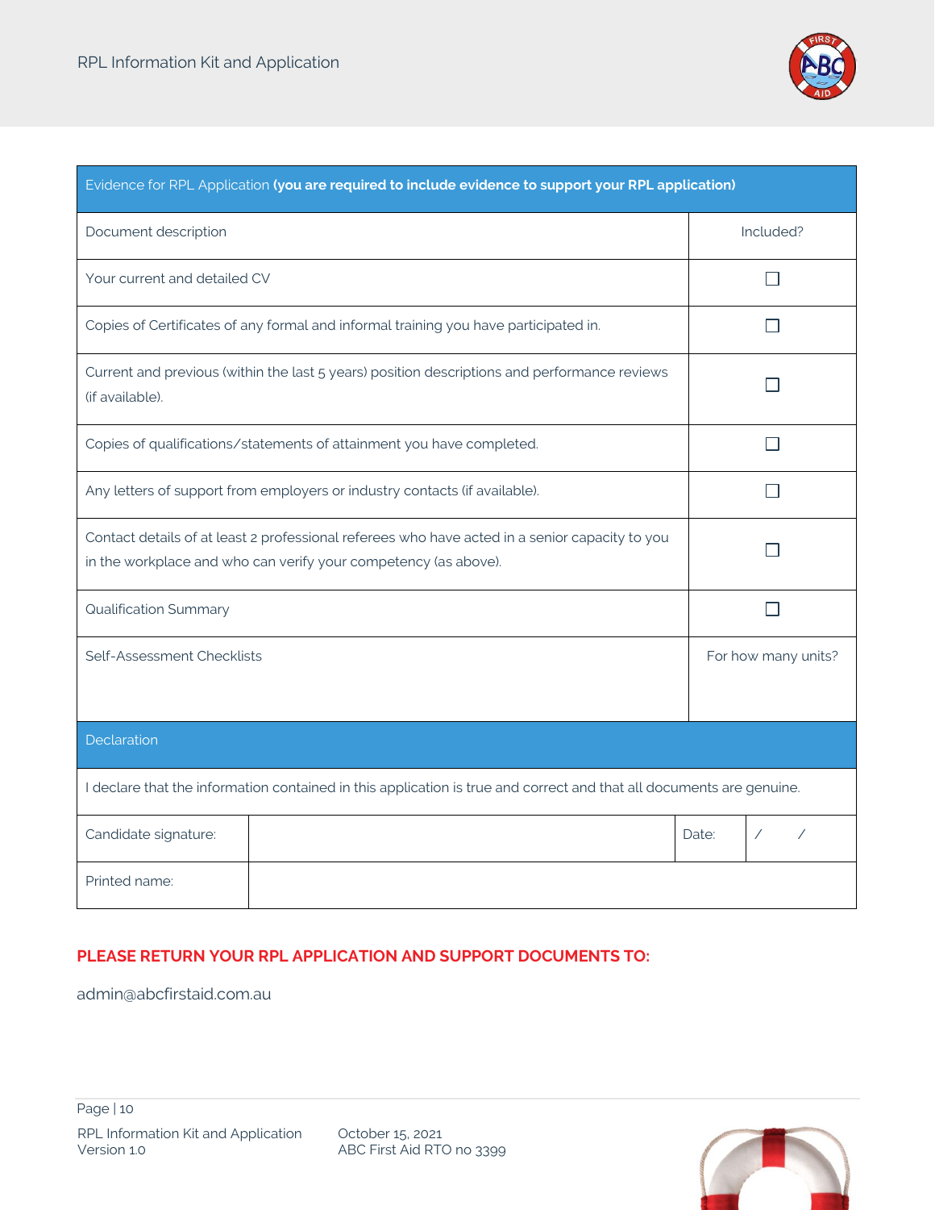| Evidence for RPL Application **(you are required to include evidence to support your RPL application)** | |
|---|---|
| Document description | Included? |
| Your current and detailed CV | ☐ |
| Copies of Certificates of any formal and informal training you have participated in. | ☐ |
| Current and previous (within the last 5 years) position descriptions and performance reviews (if available). | ☐ |
| Copies of qualifications/statements of attainment you have completed. | ☐ |
| Any letters of support from employers or industry contacts (if available). | ☐ |
| Contact details of at least 2 professional referees who have acted in a senior capacity to you in the workplace and who can verify your competency (as above). | ☐ |
| Qualification Summary | ☐ |
| Self-Assessment Checklists | For how many units? |

| Declaration | | | |
|---|---|---|---|
| I declare that the information contained in this application is true and correct and that all documents are genuine. | | | |
| Candidate signature: | | Date: | / / |
| Printed name: | | | |

**PLEASE RETURN YOUR RPL APPLICATION AND SUPPORT DOCUMENTS TO:**

admin@abcfirstaid.com.au